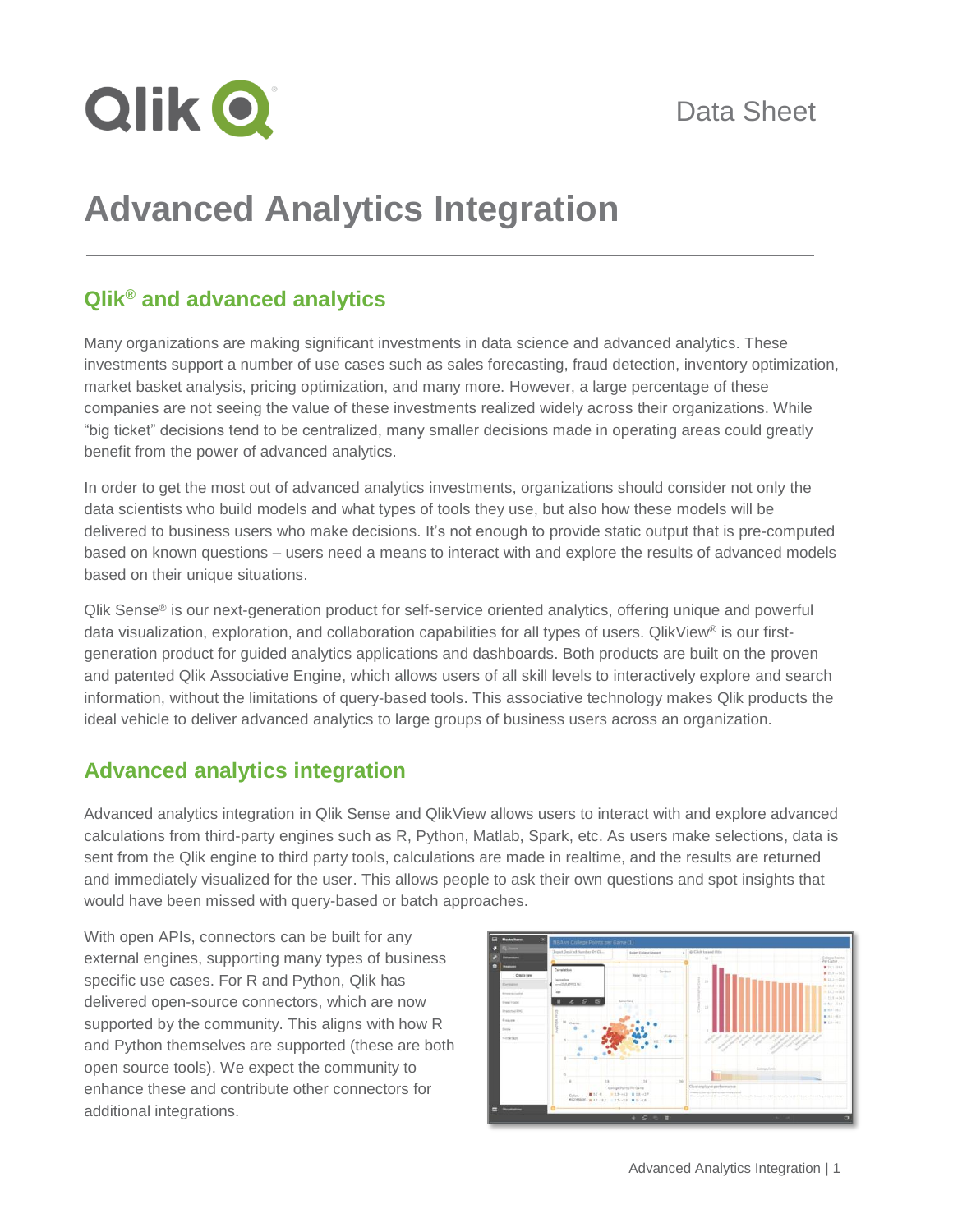Qlik

Data Sheet

# Advanced Analytics Integration

## Qlik® and advanced analytics

Many organizations are making significant investments in data science and advanced analytics. These investments support a number of use cases such as sales forecasting, fraud detection, inventory optimization, market basket analysis, pricing optimization, and many more. However, a large percentage of these companies are not seeing the value of these investments realized widely across their organizations. While "big ticket" decisions tend to be centralized, many smaller decisions made in operating areas could greatly benefit from the power of advanced analytics.

In order to get the most out of advanced analytics investments, organizations should consider not only the data scientists who build models and what types of tools they use, but also how these models will be delivered to business users who make decisions. It's not enough to provide static output that is pre-computed based on known questions – users need a means to interact with and explore the results of advanced models based on their unique situations.

Qlik Sense® is our next-generation product for self-service oriented analytics, offering unique and powerful data visualization, exploration, and collaboration capabilities for all types of users. QlikView® is our first-generation product for guided analytics applications and dashboards. Both products are built on the proven and patented Qlik Associative Engine, which allows users of all skill levels to interactively explore and search information, without the limitations of query-based tools. This associative technology makes Qlik products the ideal vehicle to deliver advanced analytics to large groups of business users across an organization.

## Advanced analytics integration

Advanced analytics integration in Qlik Sense and QlikView allows users to interact with and explore advanced calculations from third-party engines such as R, Python, Matlab, Spark, etc. As users make selections, data is sent from the Qlik engine to third party tools, calculations are made in realtime, and the results are returned and immediately visualized for the user. This allows people to ask their own questions and spot insights that would have been missed with query-based or batch approaches.

With open APIs, connectors can be built for any external engines, supporting many types of business specific use cases. For R and Python, Qlik has delivered open-source connectors, which are now supported by the community. This aligns with how R and Python themselves are supported (these are both open source tools). We expect the community to enhance these and contribute other connectors for additional integrations.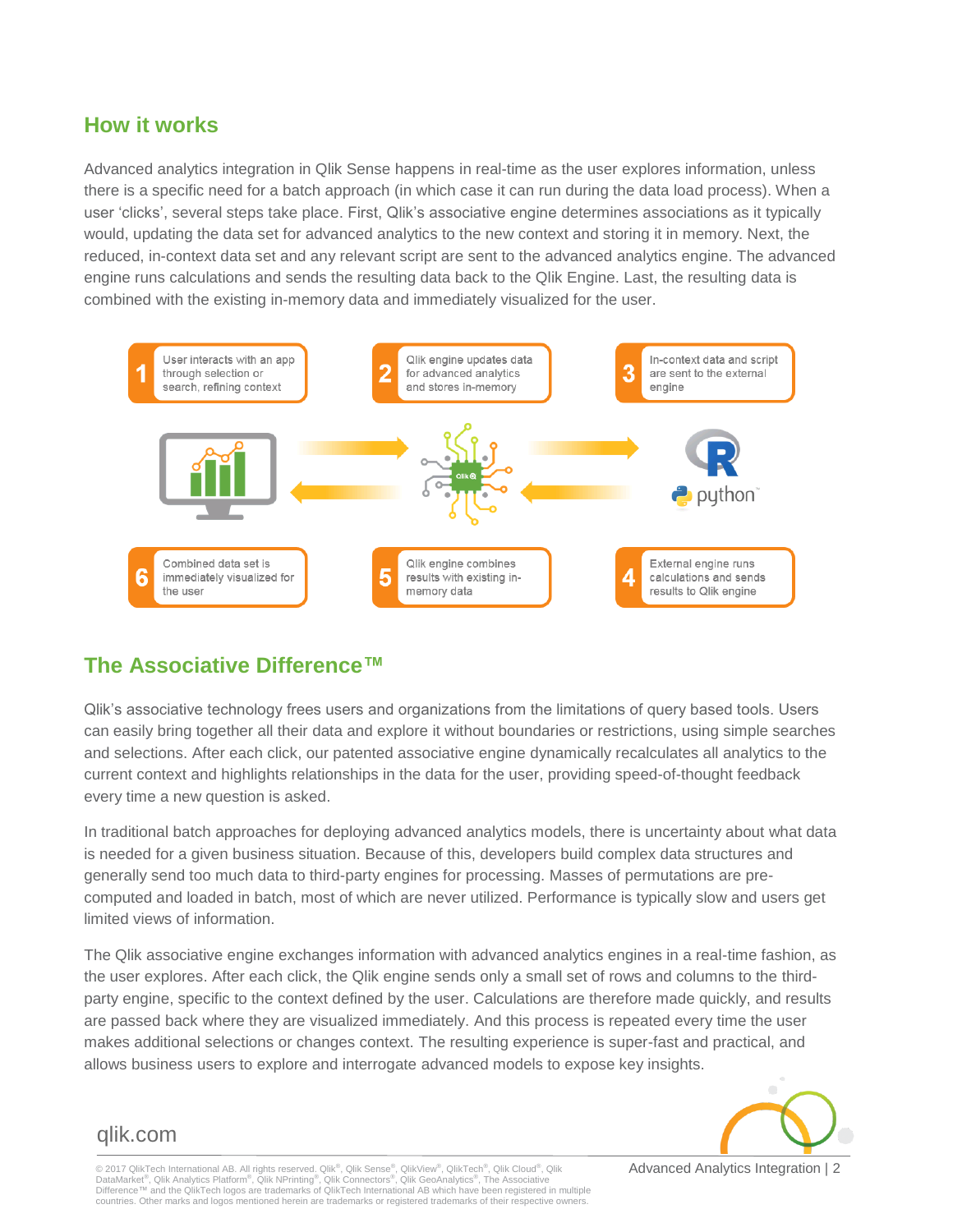## How it works

Advanced analytics integration in Qlik Sense happens in real-time as the user explores information, unless there is a specific need for a batch approach (in which case it can run during the data load process). When a user 'clicks', several steps take place. First, Qlik's associative engine determines associations as it typically would, updating the data set for advanced analytics to the new context and storing it in memory. Next, the reduced, in-context data set and any relevant script are sent to the advanced analytics engine. The advanced engine runs calculations and sends the resulting data back to the Qlik Engine. Last, the resulting data is combined with the existing in-memory data and immediately visualized for the user.

1 User interacts with an app through selection or search, refining context

2 Qlik engine updates data for advanced analytics and stores in-memory

3 In-context data and script are sent to the external engine

4 External engine runs calculations and sends results to Qlik engine

5 Qlik engine combines results with existing in-memory data

6 Combined data set is immediately visualized for the user

## The Associative Difference™

Qlik's associative technology frees users and organizations from the limitations of query based tools. Users can easily bring together all their data and explore it without boundaries or restrictions, using simple searches and selections. After each click, our patented associative engine dynamically recalculates all analytics to the current context and highlights relationships in the data for the user, providing speed-of-thought feedback every time a new question is asked.

In traditional batch approaches for deploying advanced analytics models, there is uncertainty about what data is needed for a given business situation. Because of this, developers build complex data structures and generally send too much data to third-party engines for processing. Masses of permutations are pre-computed and loaded in batch, most of which are never utilized. Performance is typically slow and users get limited views of information.

The Qlik associative engine exchanges information with advanced analytics engines in a real-time fashion, as the user explores. After each click, the Qlik engine sends only a small set of rows and columns to the third-party engine, specific to the context defined by the user. Calculations are therefore made quickly, and results are passed back where they are visualized immediately. And this process is repeated every time the user makes additional selections or changes context. The resulting experience is super-fast and practical, and allows business users to explore and interrogate advanced models to expose key insights.

qlik.com

© 2017 QlikTech International AB. All rights reserved. Qlik®, Qlik Sense®, QlikView®, QlikTech®, Qlik Cloud®, Qlik DataMarket®, Qlik Analytics Platform®, Qlik NPrinting®, Qlik Connectors®, Qlik GeoAnalytics®, The Associative Difference™ and the QlikTech logos are trademarks of QlikTech International AB which have been registered in multiple countries. Other marks and logos mentioned herein are trademarks or registered trademarks of their respective owners.